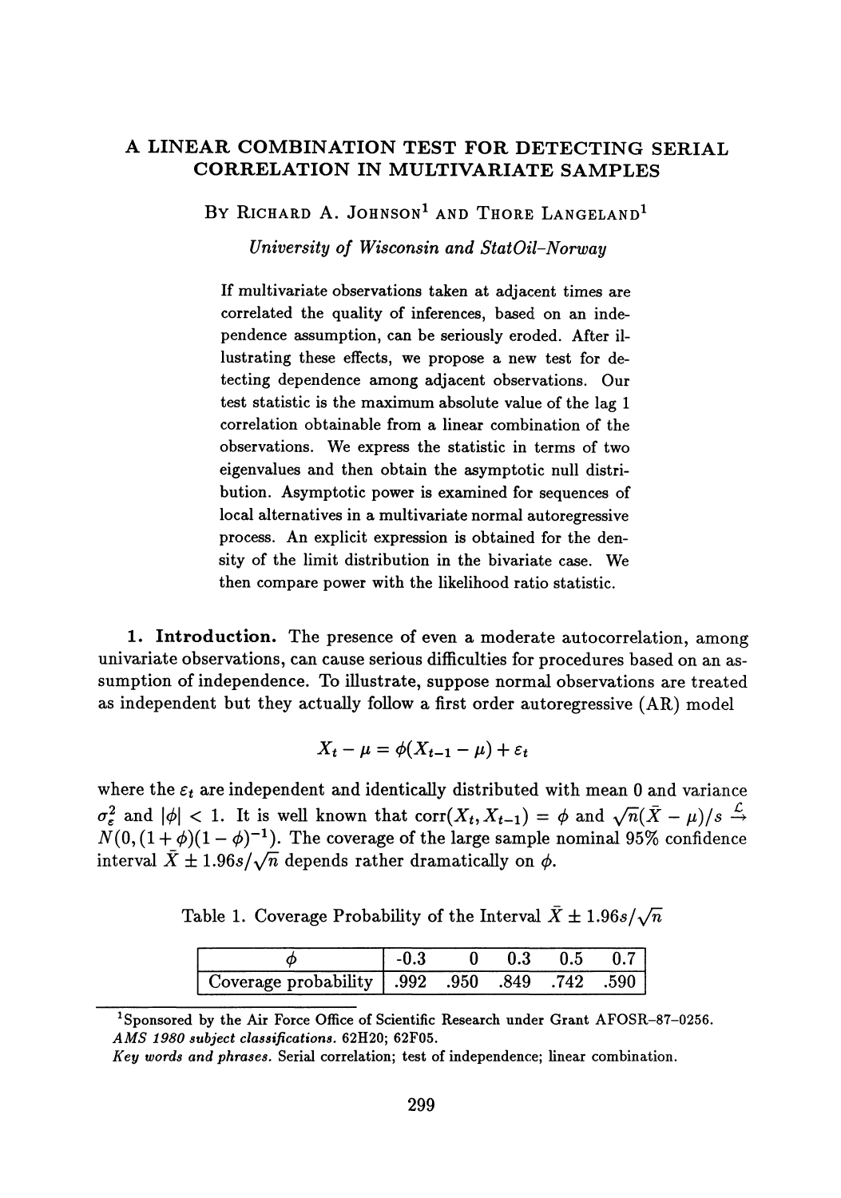# A LINEAR COMBINATION TEST FOR DETECTING SERIAL CORRELATION IN MULTIVARIATE SAMPLES

By Richard A. Johnson[1] and Thore Langeland[1]

*University of Wisconsin and StatOil-Norway*

If multivariate observations taken at adjacent times are correlated the quality of inferences, based on an independence assumption, can be seriously eroded. After illustrating these effects, we propose a new test for detecting dependence among adjacent observations. Our test statistic is the maximum absolute value of the lag 1 correlation obtainable from a linear combination of the observations. We express the statistic in terms of two eigenvalues and then obtain the asymptotic null distribution. Asymptotic power is examined for sequences of local alternatives in a multivariate normal autoregressive process. An explicit expression is obtained for the density of the limit distribution in the bivariate case. We then compare power with the likelihood ratio statistic.

**1. Introduction.** The presence of even a moderate autocorrelation, among univariate observations, can cause serious difficulties for procedures based on an assumption of independence. To illustrate, suppose normal observations are treated as independent but they actually follow a first order autoregressive (AR) model

$$X_t - \mu = \phi(X_{t-1} - \mu) + \varepsilon_t$$

where the $\varepsilon_t$ are independent and identically distributed with mean 0 and variance $\sigma_\varepsilon^2$ and $|\phi| < 1$. It is well known that $\operatorname{corr}(X_t, X_{t-1}) = \phi$ and $\sqrt{n}(\bar{X} - \mu)/s \xrightarrow{\mathcal{L}} N(0, (1+\phi)(1-\phi)^{-1})$. The coverage of the large sample nominal 95% confidence interval $\bar{X} \pm 1.96s/\sqrt{n}$ depends rather dramatically on $\phi$.

Table 1. Coverage Probability of the Interval $\bar{X} \pm 1.96s/\sqrt{n}$

| $\phi$ | -0.3 | 0 | 0.3 | 0.5 | 0.7 |
|---|---|---|---|---|---|
| Coverage probability | .992 | .950 | .849 | .742 | .590 |

[1]Sponsored by the Air Force Office of Scientific Research under Grant AFOSR-87-0256.
*AMS 1980 subject classifications.* 62H20; 62F05.
*Key words and phrases.* Serial correlation; test of independence; linear combination.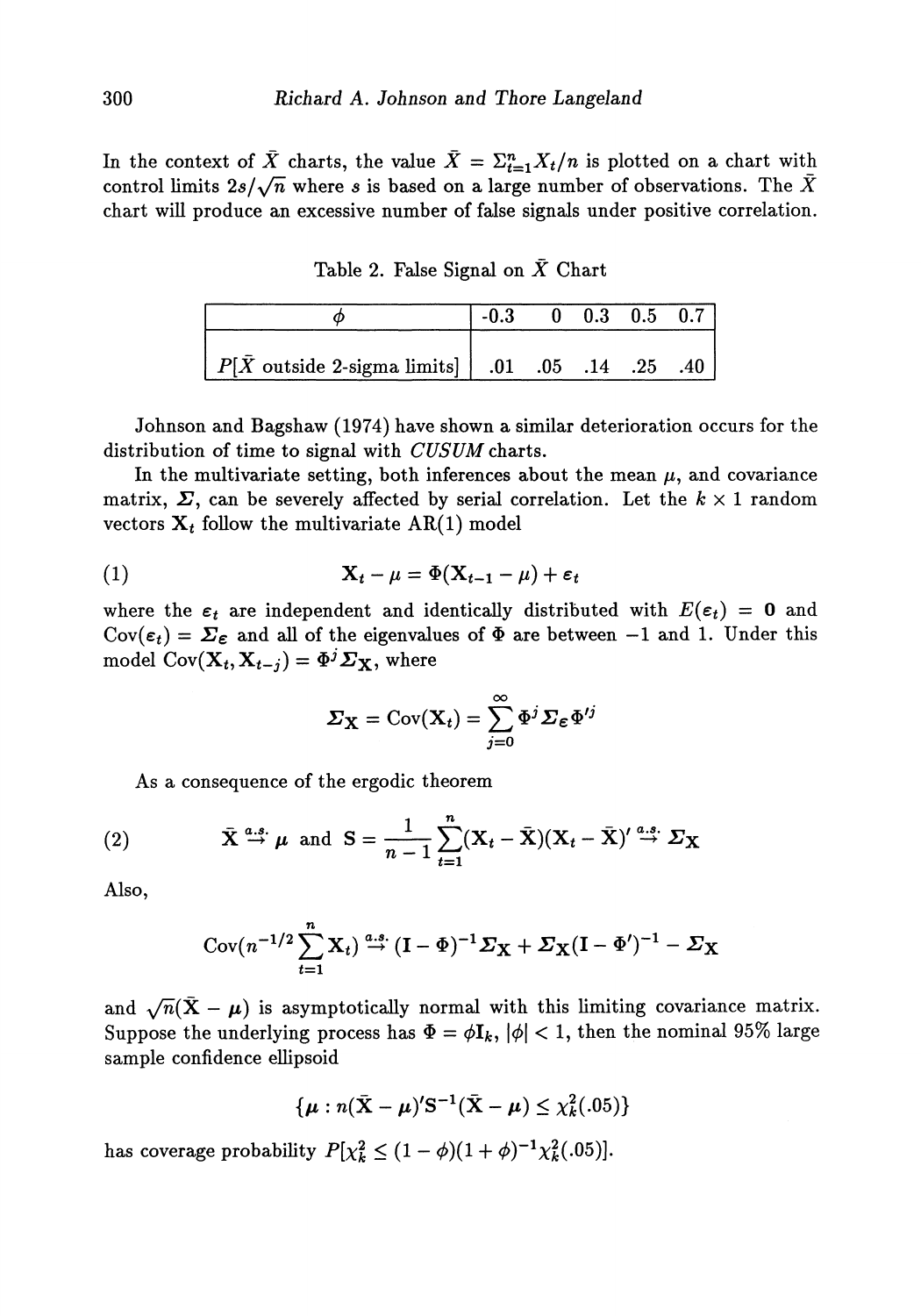In the context of $\bar{X}$ charts, the value $\bar{X} = \Sigma_{t=1}^{n} X_t/n$ is plotted on a chart with control limits $2s/\sqrt{n}$ where $s$ is based on a large number of observations. The $\bar{X}$ chart will produce an excessive number of false signals under positive correlation.

Table 2. False Signal on $\bar{X}$ Chart

| $\phi$ | -0.3 | 0 | 0.3 | 0.5 | 0.7 |
|---|---|---|---|---|---|
| $P[\bar{X}$ outside 2-sigma limits$]$ | .01 | .05 | .14 | .25 | .40 |

Johnson and Bagshaw (1974) have shown a similar deterioration occurs for the distribution of time to signal with *CUSUM* charts.

In the multivariate setting, both inferences about the mean $\mu$, and covariance matrix, $\boldsymbol{\Sigma}$, can be severely affected by serial correlation. Let the $k \times 1$ random vectors $\mathbf{X}_t$ follow the multivariate AR(1) model

$$\mathbf{X}_t - \mu = \Phi(\mathbf{X}_{t-1} - \mu) + \boldsymbol{\varepsilon}_t \tag{1}$$

where the $\boldsymbol{\varepsilon}_t$ are independent and identically distributed with $E(\boldsymbol{\varepsilon}_t) = \mathbf{0}$ and $\text{Cov}(\boldsymbol{\varepsilon}_t) = \boldsymbol{\Sigma}_{\boldsymbol{\varepsilon}}$ and all of the eigenvalues of $\Phi$ are between $-1$ and 1. Under this model $\text{Cov}(\mathbf{X}_t, \mathbf{X}_{t-j}) = \Phi^j \boldsymbol{\Sigma}_{\mathbf{X}}$, where

$$\boldsymbol{\Sigma}_{\mathbf{X}} = \text{Cov}(\mathbf{X}_t) = \sum_{j=0}^{\infty} \Phi^j \boldsymbol{\Sigma}_{\boldsymbol{\varepsilon}} \Phi'^j$$

As a consequence of the ergodic theorem

$$\bar{\mathbf{X}} \overset{a.s.}{\to} \mu \text{ and } \mathbf{S} = \frac{1}{n-1} \sum_{t=1}^{n} (\mathbf{X}_t - \bar{\mathbf{X}})(\mathbf{X}_t - \bar{\mathbf{X}})' \overset{a.s.}{\to} \boldsymbol{\Sigma}_{\mathbf{X}} \tag{2}$$

Also,

$$\text{Cov}(n^{-1/2} \sum_{t=1}^{n} \mathbf{X}_t) \overset{a.s.}{\to} (\mathbf{I} - \Phi)^{-1} \boldsymbol{\Sigma}_{\mathbf{X}} + \boldsymbol{\Sigma}_{\mathbf{X}} (\mathbf{I} - \Phi')^{-1} - \boldsymbol{\Sigma}_{\mathbf{X}}$$

and $\sqrt{n}(\bar{\mathbf{X}} - \mu)$ is asymptotically normal with this limiting covariance matrix. Suppose the underlying process has $\Phi = \phi \mathbf{I}_k$, $|\phi| < 1$, then the nominal 95% large sample confidence ellipsoid

$$\{\mu : n(\bar{\mathbf{X}} - \mu)' \mathbf{S}^{-1} (\bar{\mathbf{X}} - \mu) \leq \chi_k^2(.05)\}$$

has coverage probability $P[\chi_k^2 \leq (1 - \phi)(1 + \phi)^{-1} \chi_k^2(.05)]$.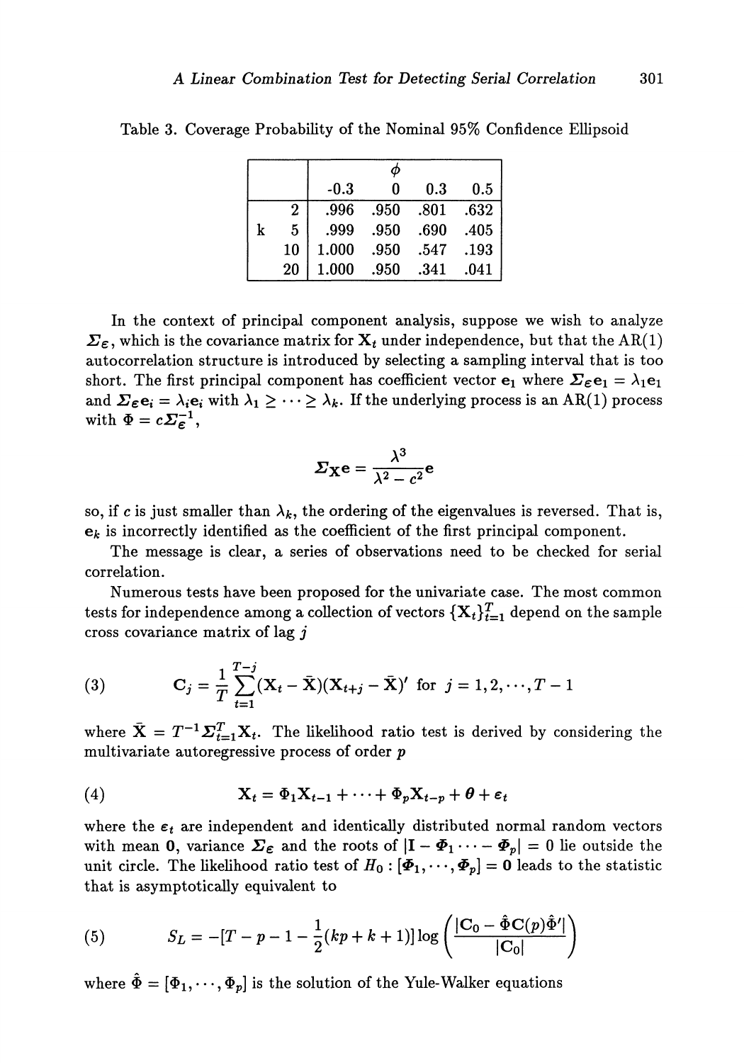Table 3. Coverage Probability of the Nominal 95% Confidence Ellipsoid

| | | $\phi$ | | | |
|---|---|---|---|---|---|
| | | -0.3 | 0 | 0.3 | 0.5 |
| k | 2 | .996 | .950 | .801 | .632 |
| | 5 | .999 | .950 | .690 | .405 |
| | 10 | 1.000 | .950 | .547 | .193 |
| | 20 | 1.000 | .950 | .341 | .041 |

In the context of principal component analysis, suppose we wish to analyze $\boldsymbol{\Sigma}_{\boldsymbol{\varepsilon}}$, which is the covariance matrix for $\mathbf{X}_t$ under independence, but that the AR(1) autocorrelation structure is introduced by selecting a sampling interval that is too short. The first principal component has coefficient vector $\mathbf{e}_1$ where $\boldsymbol{\Sigma}_{\boldsymbol{\varepsilon}}\mathbf{e}_1 = \lambda_1\mathbf{e}_1$ and $\boldsymbol{\Sigma}_{\boldsymbol{\varepsilon}}\mathbf{e}_i = \lambda_i\mathbf{e}_i$ with $\lambda_1 \geq \cdots \geq \lambda_k$. If the underlying process is an AR(1) process with $\boldsymbol{\Phi} = c\boldsymbol{\Sigma}_{\boldsymbol{\varepsilon}}^{-1}$,

$$\boldsymbol{\Sigma}_{\mathbf{X}}\mathbf{e} = \frac{\lambda^3}{\lambda^2 - c^2}\mathbf{e}$$

so, if $c$ is just smaller than $\lambda_k$, the ordering of the eigenvalues is reversed. That is, $\mathbf{e}_k$ is incorrectly identified as the coefficient of the first principal component.

The message is clear, a series of observations need to be checked for serial correlation.

Numerous tests have been proposed for the univariate case. The most common tests for independence among a collection of vectors $\{\mathbf{X}_t\}_{t=1}^T$ depend on the sample cross covariance matrix of lag $j$

$$\mathbf{C}_j = \frac{1}{T}\sum_{t=1}^{T-j}(\mathbf{X}_t - \bar{\mathbf{X}})(\mathbf{X}_{t+j} - \bar{\mathbf{X}})' \text{ for } j = 1, 2, \cdots, T-1 \tag{3}$$

where $\bar{\mathbf{X}} = T^{-1}\Sigma_{t=1}^T\mathbf{X}_t$. The likelihood ratio test is derived by considering the multivariate autoregressive process of order $p$

$$\mathbf{X}_t = \boldsymbol{\Phi}_1\mathbf{X}_{t-1} + \cdots + \boldsymbol{\Phi}_p\mathbf{X}_{t-p} + \boldsymbol{\theta} + \boldsymbol{\varepsilon}_t \tag{4}$$

where the $\boldsymbol{\varepsilon}_t$ are independent and identically distributed normal random vectors with mean $\mathbf{0}$, variance $\boldsymbol{\Sigma}_{\boldsymbol{\varepsilon}}$ and the roots of $|\mathbf{I} - \boldsymbol{\Phi}_1 \cdots - \boldsymbol{\Phi}_p| = 0$ lie outside the unit circle. The likelihood ratio test of $H_0 : [\boldsymbol{\Phi}_1, \cdots, \boldsymbol{\Phi}_p] = \mathbf{0}$ leads to the statistic that is asymptotically equivalent to

$$S_L = -[T - p - 1 - \frac{1}{2}(kp + k + 1)]\log\left(\frac{|\mathbf{C}_0 - \hat{\boldsymbol{\Phi}}\mathbf{C}(p)\hat{\boldsymbol{\Phi}}'|}{|\mathbf{C}_0|}\right) \tag{5}$$

where $\hat{\boldsymbol{\Phi}} = [\boldsymbol{\Phi}_1, \cdots, \boldsymbol{\Phi}_p]$ is the solution of the Yule-Walker equations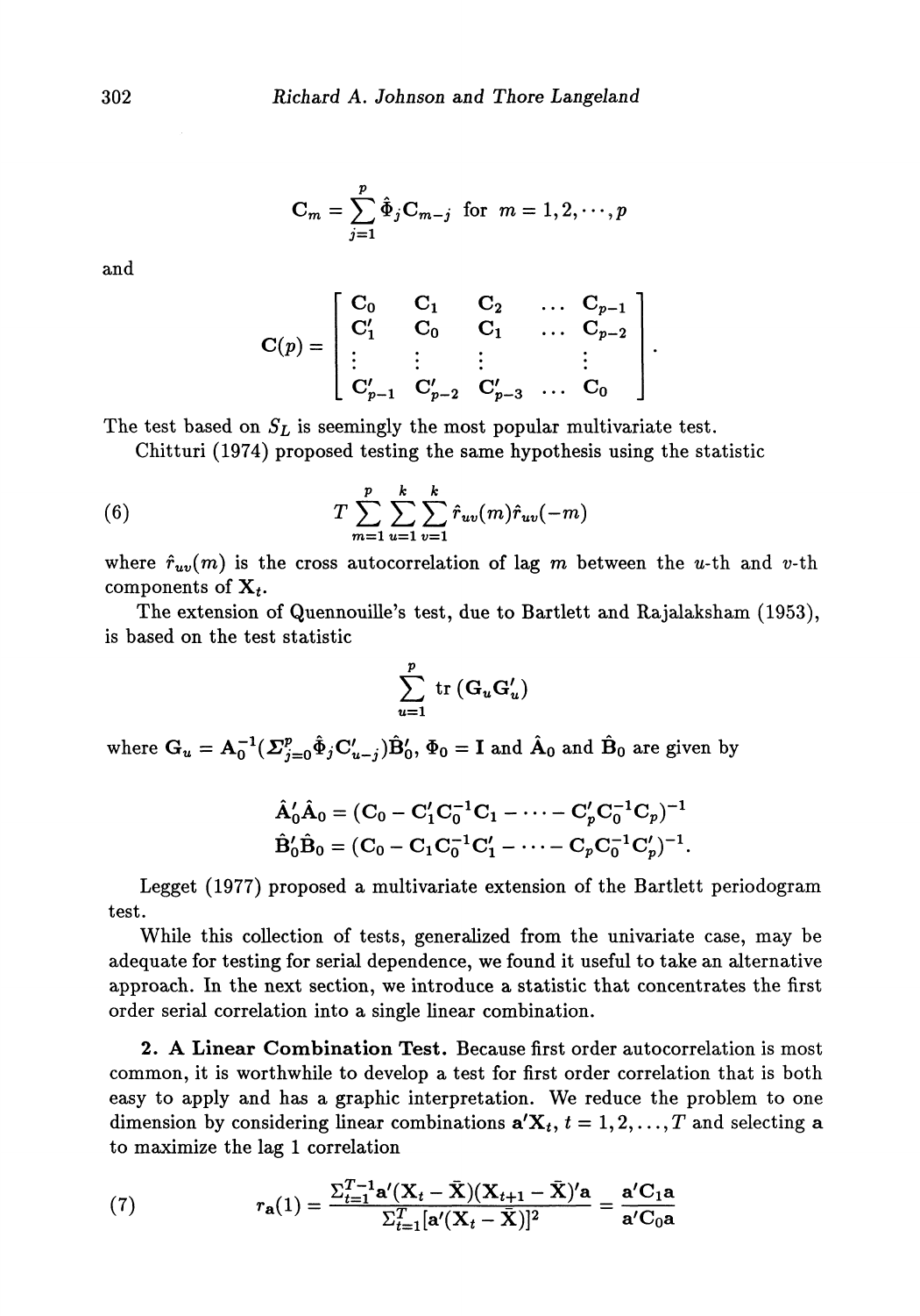$$\mathbf{C}_m = \sum_{j=1}^{p} \hat{\mathbf{\Phi}}_j \mathbf{C}_{m-j} \text{ for } m = 1, 2, \cdots, p$$

and

$$\mathbf{C}(p) = \begin{bmatrix} \mathbf{C}_0 & \mathbf{C}_1 & \mathbf{C}_2 & \dots & \mathbf{C}_{p-1} \\ \mathbf{C}_1' & \mathbf{C}_0 & \mathbf{C}_1 & \dots & \mathbf{C}_{p-2} \\ \vdots & \vdots & \vdots & & \vdots \\ \mathbf{C}_{p-1}' & \mathbf{C}_{p-2}' & \mathbf{C}_{p-3}' & \dots & \mathbf{C}_0 \end{bmatrix}.$$

The test based on $S_L$ is seemingly the most popular multivariate test.

Chitturi (1974) proposed testing the same hypothesis using the statistic

$$T \sum_{m=1}^{p} \sum_{u=1}^{k} \sum_{v=1}^{k} \hat{r}_{uv}(m) \hat{r}_{uv}(-m) \tag{6}$$

where $\hat{r}_{uv}(m)$ is the cross autocorrelation of lag $m$ between the $u$-th and $v$-th components of $\mathbf{X}_t$.

The extension of Quennouille's test, due to Bartlett and Rajalaksham (1953), is based on the test statistic

$$\sum_{u=1}^{p} \operatorname{tr}(\mathbf{G}_u \mathbf{G}_u')$$

where $\mathbf{G}_u = \mathbf{A}_0^{-1}(\Sigma_{j=0}^{p} \hat{\mathbf{\Phi}}_j \mathbf{C}_{u-j}')\hat{\mathbf{B}}_0'$, $\mathbf{\Phi}_0 = \mathbf{I}$ and $\hat{\mathbf{A}}_0$ and $\hat{\mathbf{B}}_0$ are given by

$$\hat{\mathbf{A}}_0' \hat{\mathbf{A}}_0 = (\mathbf{C}_0 - \mathbf{C}_1' \mathbf{C}_0^{-1} \mathbf{C}_1 - \cdots - \mathbf{C}_p' \mathbf{C}_0^{-1} \mathbf{C}_p)^{-1}$$
$$\hat{\mathbf{B}}_0' \hat{\mathbf{B}}_0 = (\mathbf{C}_0 - \mathbf{C}_1 \mathbf{C}_0^{-1} \mathbf{C}_1' - \cdots - \mathbf{C}_p \mathbf{C}_0^{-1} \mathbf{C}_p')^{-1}.$$

Legget (1977) proposed a multivariate extension of the Bartlett periodogram test.

While this collection of tests, generalized from the univariate case, may be adequate for testing for serial dependence, we found it useful to take an alternative approach. In the next section, we introduce a statistic that concentrates the first order serial correlation into a single linear combination.

**2. A Linear Combination Test.** Because first order autocorrelation is most common, it is worthwhile to develop a test for first order correlation that is both easy to apply and has a graphic interpretation. We reduce the problem to one dimension by considering linear combinations $\mathbf{a}'\mathbf{X}_t$, $t = 1, 2, \ldots, T$ and selecting $\mathbf{a}$ to maximize the lag 1 correlation

$$r_{\mathbf{a}}(1) = \frac{\Sigma_{t=1}^{T-1} \mathbf{a}'(\mathbf{X}_t - \bar{\mathbf{X}})(\mathbf{X}_{t+1} - \bar{\mathbf{X}})'\mathbf{a}}{\Sigma_{t=1}^{T} [\mathbf{a}'(\mathbf{X}_t - \bar{\mathbf{X}})]^2} = \frac{\mathbf{a}'\mathbf{C}_1\mathbf{a}}{\mathbf{a}'\mathbf{C}_0\mathbf{a}} \tag{7}$$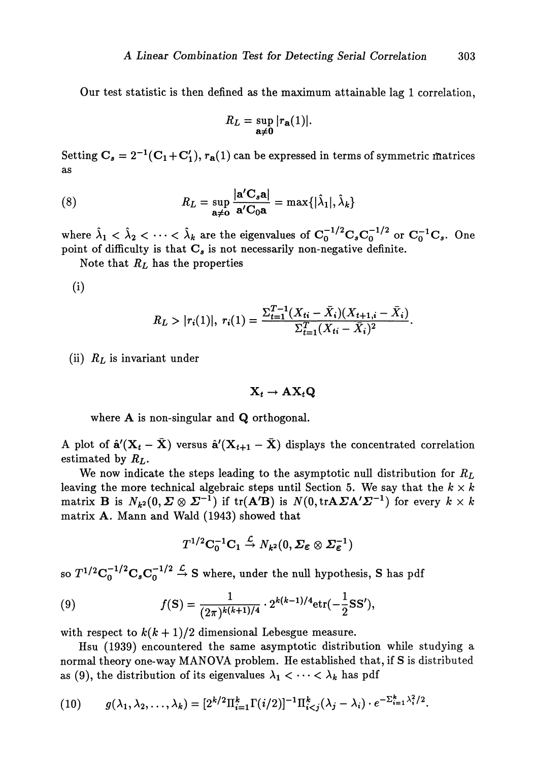Our test statistic is then defined as the maximum attainable lag 1 correlation,

$$R_L = \sup_{\mathbf{a} \neq \mathbf{0}} |r_{\mathbf{a}}(1)|.$$

Setting $\mathbf{C}_s = 2^{-1}(\mathbf{C}_1 + \mathbf{C}_1')$, $r_{\mathbf{a}}(1)$ can be expressed in terms of symmetric matrices as

$$R_L = \sup_{\mathbf{a} \neq \mathbf{o}} \frac{|\mathbf{a}'\mathbf{C}_s\mathbf{a}|}{\mathbf{a}'\mathbf{C}_0\mathbf{a}} = \max\{|\hat{\lambda}_1|, \hat{\lambda}_k\} \tag{8}$$

where $\hat{\lambda}_1 < \hat{\lambda}_2 < \cdots < \hat{\lambda}_k$ are the eigenvalues of $\mathbf{C}_0^{-1/2}\mathbf{C}_s\mathbf{C}_0^{-1/2}$ or $\mathbf{C}_0^{-1}\mathbf{C}_s$. One point of difficulty is that $\mathbf{C}_s$ is not necessarily non-negative definite.

Note that $R_L$ has the properties

(i)

$$R_L > |r_i(1)|, \; r_i(1) = \frac{\Sigma_{t=1}^{T-1}(X_{ti} - \bar{X}_i)(X_{t+1,i} - \bar{X}_i)}{\Sigma_{t=1}^{T}(X_{ti} - \bar{X}_i)^2}.$$

(ii) $R_L$ is invariant under

$$\mathbf{X}_t \to \mathbf{A}\mathbf{X}_t\mathbf{Q}$$

where $\mathbf{A}$ is non-singular and $\mathbf{Q}$ orthogonal.

A plot of $\hat{\mathbf{a}}'(\mathbf{X}_t - \bar{\mathbf{X}})$ versus $\hat{\mathbf{a}}'(\mathbf{X}_{t+1} - \bar{\mathbf{X}})$ displays the concentrated correlation estimated by $R_L$.

We now indicate the steps leading to the asymptotic null distribution for $R_L$ leaving the more technical algebraic steps until Section 5. We say that the $k \times k$ matrix $\mathbf{B}$ is $N_{k^2}(0, \boldsymbol{\Sigma} \otimes \boldsymbol{\Sigma}^{-1})$ if $\mathrm{tr}(\mathbf{A}'\mathbf{B})$ is $N(0, \mathrm{tr}\mathbf{A}\boldsymbol{\Sigma}\mathbf{A}'\boldsymbol{\Sigma}^{-1})$ for every $k \times k$ matrix $\mathbf{A}$. Mann and Wald (1943) showed that

$$T^{1/2}\mathbf{C}_0^{-1}\mathbf{C}_1 \xrightarrow{\mathcal{L}} N_{k^2}(0, \boldsymbol{\Sigma}_{\boldsymbol{\varepsilon}} \otimes \boldsymbol{\Sigma}_{\boldsymbol{\varepsilon}}^{-1})$$

so $T^{1/2}\mathbf{C}_0^{-1/2}\mathbf{C}_s\mathbf{C}_0^{-1/2} \xrightarrow{\mathcal{L}} \mathbf{S}$ where, under the null hypothesis, $\mathbf{S}$ has pdf

$$f(\mathbf{S}) = \frac{1}{(2\pi)^{k(k+1)/4}} \cdot 2^{k(k-1)/4} \mathrm{etr}(-\frac{1}{2}\mathbf{S}\mathbf{S}'), \tag{9}$$

with respect to $k(k+1)/2$ dimensional Lebesgue measure.

Hsu (1939) encountered the same asymptotic distribution while studying a normal theory one-way MANOVA problem. He established that, if $\mathbf{S}$ is distributed as (9), the distribution of its eigenvalues $\lambda_1 < \cdots < \lambda_k$ has pdf

$$g(\lambda_1, \lambda_2, \ldots, \lambda_k) = [2^{k/2}\Pi_{i=1}^k \Gamma(i/2)]^{-1}\Pi_{i<j}^k(\lambda_j - \lambda_i) \cdot e^{-\Sigma_{i=1}^k \lambda_i^2/2}. \tag{10}$$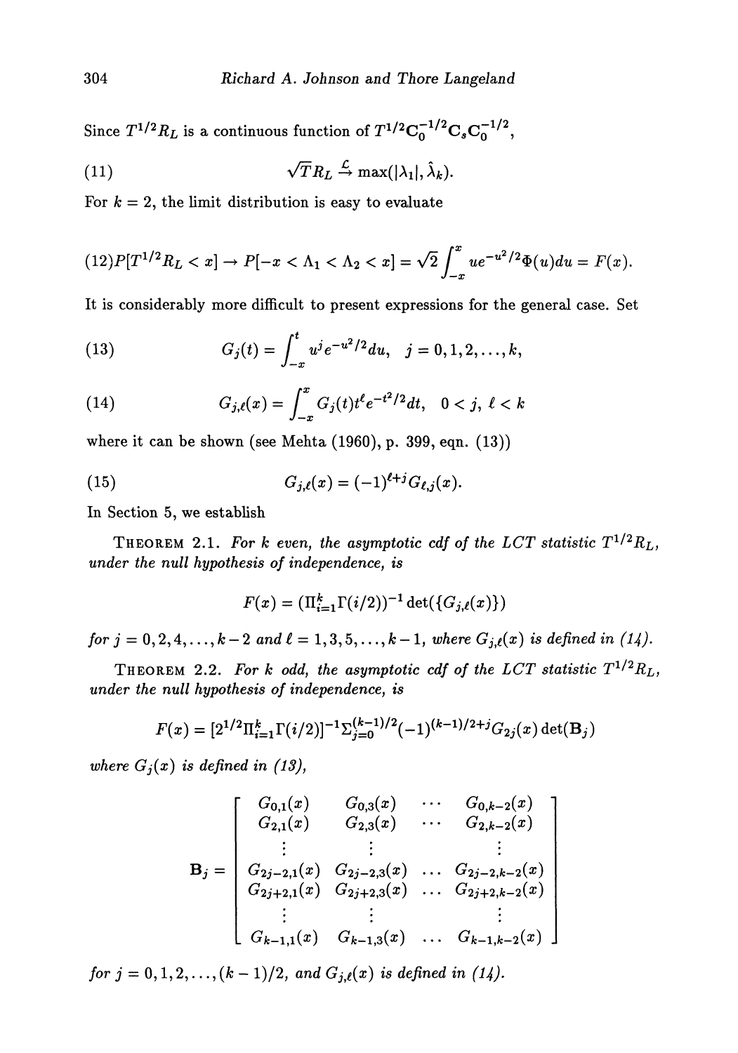Since $T^{1/2}R_L$ is a continuous function of $T^{1/2}\mathbf{C}_0^{-1/2}\mathbf{C}_s\mathbf{C}_0^{-1/2}$,

$$\sqrt{T}R_L \xrightarrow{\mathcal{L}} \max(|\lambda_1|, \hat{\lambda}_k). \tag{11}$$

For $k = 2$, the limit distribution is easy to evaluate

$$P[T^{1/2}R_L < x] \to P[-x < \Lambda_1 < \Lambda_2 < x] = \sqrt{2}\int_{-x}^{x} ue^{-u^2/2}\Phi(u)du = F(x). \tag{12}$$

It is considerably more difficult to present expressions for the general case. Set

$$G_j(t) = \int_{-x}^{t} u^j e^{-u^2/2}du, \quad j = 0, 1, 2, \ldots, k, \tag{13}$$

$$G_{j,\ell}(x) = \int_{-x}^{x} G_j(t)t^{\ell}e^{-t^2/2}dt, \quad 0 < j,\ \ell < k \tag{14}$$

where it can be shown (see Mehta (1960), p. 399, eqn. (13))

$$G_{j,\ell}(x) = (-1)^{\ell+j}G_{\ell,j}(x). \tag{15}$$

In Section 5, we establish

THEOREM 2.1. *For $k$ even, the asymptotic cdf of the LCT statistic $T^{1/2}R_L$, under the null hypothesis of independence, is*

$$F(x) = (\Pi_{i=1}^{k}\Gamma(i/2))^{-1}\det(\{G_{j,\ell}(x)\})$$

*for $j = 0, 2, 4, \ldots, k-2$ and $\ell = 1, 3, 5, \ldots, k-1$, where $G_{j,\ell}(x)$ is defined in (14).*

THEOREM 2.2. *For $k$ odd, the asymptotic cdf of the LCT statistic $T^{1/2}R_L$, under the null hypothesis of independence, is*

$$F(x) = [2^{1/2}\Pi_{i=1}^{k}\Gamma(i/2)]^{-1}\Sigma_{j=0}^{(k-1)/2}(-1)^{(k-1)/2+j}G_{2j}(x)\det(\mathbf{B}_j)$$

*where $G_j(x)$ is defined in (13),*

$$\mathbf{B}_j = \begin{bmatrix} G_{0,1}(x) & G_{0,3}(x) & \cdots & G_{0,k-2}(x) \\ G_{2,1}(x) & G_{2,3}(x) & \cdots & G_{2,k-2}(x) \\ \vdots & \vdots & & \vdots \\ G_{2j-2,1}(x) & G_{2j-2,3}(x) & \ldots & G_{2j-2,k-2}(x) \\ G_{2j+2,1}(x) & G_{2j+2,3}(x) & \ldots & G_{2j+2,k-2}(x) \\ \vdots & \vdots & & \vdots \\ G_{k-1,1}(x) & G_{k-1,3}(x) & \ldots & G_{k-1,k-2}(x) \end{bmatrix}$$

*for $j = 0, 1, 2, \ldots, (k-1)/2$, and $G_{j,\ell}(x)$ is defined in (14).*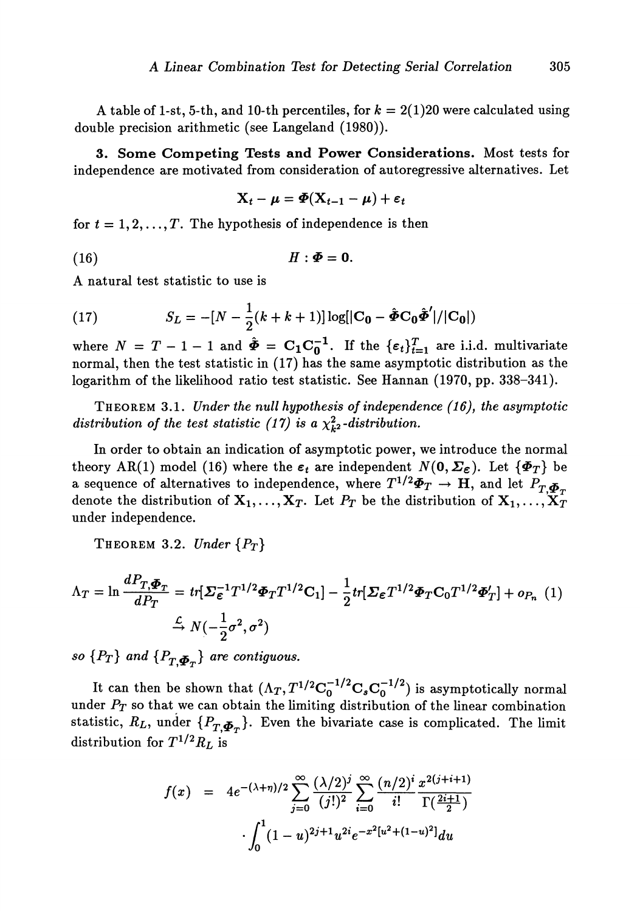A table of 1-st, 5-th, and 10-th percentiles, for $k = 2(1)20$ were calculated using double precision arithmetic (see Langeland (1980)).

**3. Some Competing Tests and Power Considerations.** Most tests for independence are motivated from consideration of autoregressive alternatives. Let

$$\mathbf{X}_t - \boldsymbol{\mu} = \boldsymbol{\Phi}(\mathbf{X}_{t-1} - \boldsymbol{\mu}) + \boldsymbol{\varepsilon}_t$$

for $t = 1, 2, \ldots, T$. The hypothesis of independence is then

$$H : \boldsymbol{\Phi} = \mathbf{0}. \tag{16}$$

A natural test statistic to use is

$$S_L = -[N - \frac{1}{2}(k + k + 1)] \log[|\mathbf{C}_0 - \hat{\boldsymbol{\Phi}}\mathbf{C}_0\hat{\boldsymbol{\Phi}}'|/|\mathbf{C}_0|) \tag{17}$$

where $N = T - 1 - 1$ and $\hat{\boldsymbol{\Phi}} = \mathbf{C}_1\mathbf{C}_0^{-1}$. If the $\{\boldsymbol{\varepsilon}_t\}_{t=1}^T$ are i.i.d. multivariate normal, then the test statistic in (17) has the same asymptotic distribution as the logarithm of the likelihood ratio test statistic. See Hannan (1970, pp. 338–341).

THEOREM 3.1. *Under the null hypothesis of independence (16), the asymptotic distribution of the test statistic (17) is a $\chi^2_{k^2}$-distribution.*

In order to obtain an indication of asymptotic power, we introduce the normal theory AR(1) model (16) where the $\boldsymbol{\varepsilon}_t$ are independent $N(\mathbf{0}, \boldsymbol{\Sigma}_{\boldsymbol{\varepsilon}})$. Let $\{\boldsymbol{\Phi}_T\}$ be a sequence of alternatives to independence, where $T^{1/2}\boldsymbol{\Phi}_T \to \mathbf{H}$, and let $P_{T,\boldsymbol{\Phi}_T}$ denote the distribution of $\mathbf{X}_1, \ldots, \mathbf{X}_T$. Let $P_T$ be the distribution of $\mathbf{X}_1, \ldots, \mathbf{X}_T$ under independence.

THEOREM 3.2. *Under $\{P_T\}$*

$$\Lambda_T = \ln \frac{dP_{T,\boldsymbol{\Phi}_T}}{dP_T} = tr[\boldsymbol{\Sigma}_{\boldsymbol{\varepsilon}}^{-1} T^{1/2}\boldsymbol{\Phi}_T T^{1/2}\mathbf{C}_1] - \frac{1}{2} tr[\boldsymbol{\Sigma}_{\boldsymbol{\varepsilon}} T^{1/2}\boldsymbol{\Phi}_T \mathbf{C}_0 T^{1/2}\boldsymbol{\Phi}_T'] + o_{P_n}(1)$$

$$\xrightarrow{\mathcal{L}} N(-\frac{1}{2}\sigma^2, \sigma^2)$$

*so $\{P_T\}$ and $\{P_{T,\boldsymbol{\Phi}_T}\}$ are contiguous.*

It can then be shown that $(\Lambda_T, T^{1/2}\mathbf{C}_0^{-1/2}\mathbf{C}_s\mathbf{C}_0^{-1/2})$ is asymptotically normal under $P_T$ so that we can obtain the limiting distribution of the linear combination statistic, $R_L$, under $\{P_{T,\boldsymbol{\Phi}_T}\}$. Even the bivariate case is complicated. The limit distribution for $T^{1/2}R_L$ is

$$\begin{aligned} f(x) &= 4e^{-(\lambda+\eta)/2} \sum_{j=0}^{\infty} \frac{(\lambda/2)^j}{(j!)^2} \sum_{i=0}^{\infty} \frac{(n/2)^i}{i!} \frac{x^{2(j+i+1)}}{\Gamma(\frac{2i+1}{2})} \\ &\quad \cdot \int_0^1 (1-u)^{2j+1} u^{2i} e^{-x^2[u^2+(1-u)^2]} du \end{aligned}$$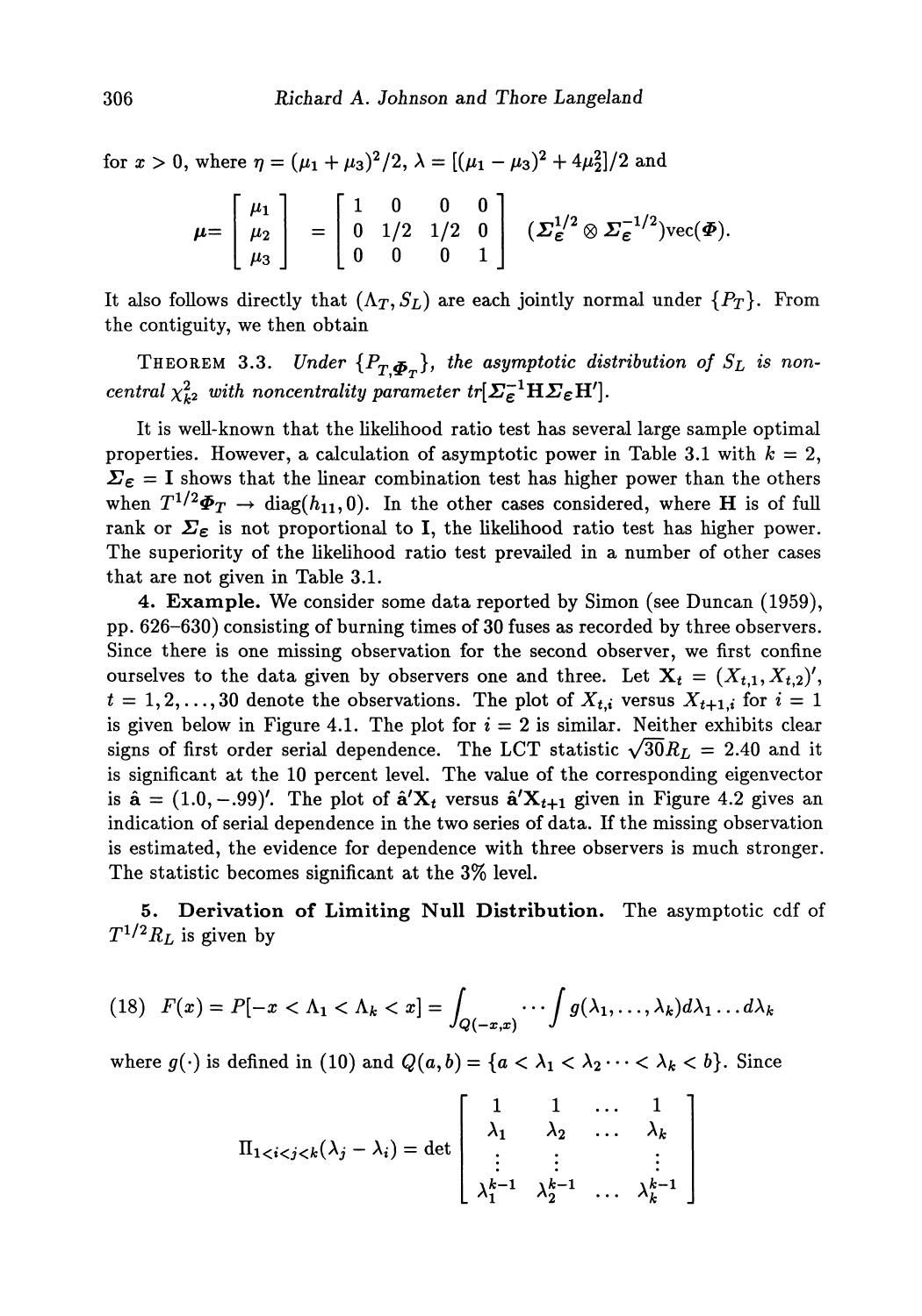for $x > 0$, where $\eta = (\mu_1 + \mu_3)^2/2$, $\lambda = [(\mu_1 - \mu_3)^2 + 4\mu_2^2]/2$ and

$$\boldsymbol{\mu} = \begin{bmatrix} \mu_1 \\ \mu_2 \\ \mu_3 \end{bmatrix} = \begin{bmatrix} 1 & 0 & 0 & 0 \\ 0 & 1/2 & 1/2 & 0 \\ 0 & 0 & 0 & 1 \end{bmatrix} (\boldsymbol{\Sigma}_{\boldsymbol{\varepsilon}}^{1/2} \otimes \boldsymbol{\Sigma}_{\boldsymbol{\varepsilon}}^{-1/2}) \mathrm{vec}(\boldsymbol{\Phi}).$$

It also follows directly that $(\Lambda_T, S_L)$ are each jointly normal under $\{P_T\}$. From the contiguity, we then obtain

THEOREM 3.3. *Under $\{P_{T,\boldsymbol{\Phi}_T}\}$, the asymptotic distribution of $S_L$ is noncentral $\chi^2_{k^2}$ with noncentrality parameter $tr[\boldsymbol{\Sigma}_{\boldsymbol{\varepsilon}}^{-1}\mathbf{H}\boldsymbol{\Sigma}_{\boldsymbol{\varepsilon}}\mathbf{H}']$.*

It is well-known that the likelihood ratio test has several large sample optimal properties. However, a calculation of asymptotic power in Table 3.1 with $k = 2$, $\boldsymbol{\Sigma}_{\boldsymbol{\varepsilon}} = \mathbf{I}$ shows that the linear combination test has higher power than the others when $T^{1/2}\boldsymbol{\Phi}_T \to \mathrm{diag}(h_{11}, 0)$. In the other cases considered, where $\mathbf{H}$ is of full rank or $\boldsymbol{\Sigma}_{\boldsymbol{\varepsilon}}$ is not proportional to $\mathbf{I}$, the likelihood ratio test has higher power. The superiority of the likelihood ratio test prevailed in a number of other cases that are not given in Table 3.1.

**4. Example.** We consider some data reported by Simon (see Duncan (1959), pp. 626–630) consisting of burning times of 30 fuses as recorded by three observers. Since there is one missing observation for the second observer, we first confine ourselves to the data given by observers one and three. Let $\mathbf{X}_t = (X_{t,1}, X_{t,2})'$, $t = 1, 2, \ldots, 30$ denote the observations. The plot of $X_{t,i}$ versus $X_{t+1,i}$ for $i = 1$ is given below in Figure 4.1. The plot for $i = 2$ is similar. Neither exhibits clear signs of first order serial dependence. The LCT statistic $\sqrt{30}R_L = 2.40$ and it is significant at the 10 percent level. The value of the corresponding eigenvector is $\hat{\mathbf{a}} = (1.0, -.99)'$. The plot of $\hat{\mathbf{a}}'\mathbf{X}_t$ versus $\hat{\mathbf{a}}'\mathbf{X}_{t+1}$ given in Figure 4.2 gives an indication of serial dependence in the two series of data. If the missing observation is estimated, the evidence for dependence with three observers is much stronger. The statistic becomes significant at the 3% level.

**5. Derivation of Limiting Null Distribution.** The asymptotic cdf of $T^{1/2}R_L$ is given by

$$(18)\quad F(x) = P[-x < \Lambda_1 < \Lambda_k < x] = \int_{Q(-x,x)} \cdots \int g(\lambda_1, \ldots, \lambda_k) d\lambda_1 \ldots d\lambda_k$$

where $g(\cdot)$ is defined in (10) and $Q(a, b) = \{a < \lambda_1 < \lambda_2 \cdots < \lambda_k < b\}$. Since

$$\Pi_{1<i<j<k}(\lambda_j - \lambda_i) = \det \begin{bmatrix} 1 & 1 & \ldots & 1 \\ \lambda_1 & \lambda_2 & \ldots & \lambda_k \\ \vdots & \vdots & & \vdots \\ \lambda_1^{k-1} & \lambda_2^{k-1} & \ldots & \lambda_k^{k-1} \end{bmatrix}$$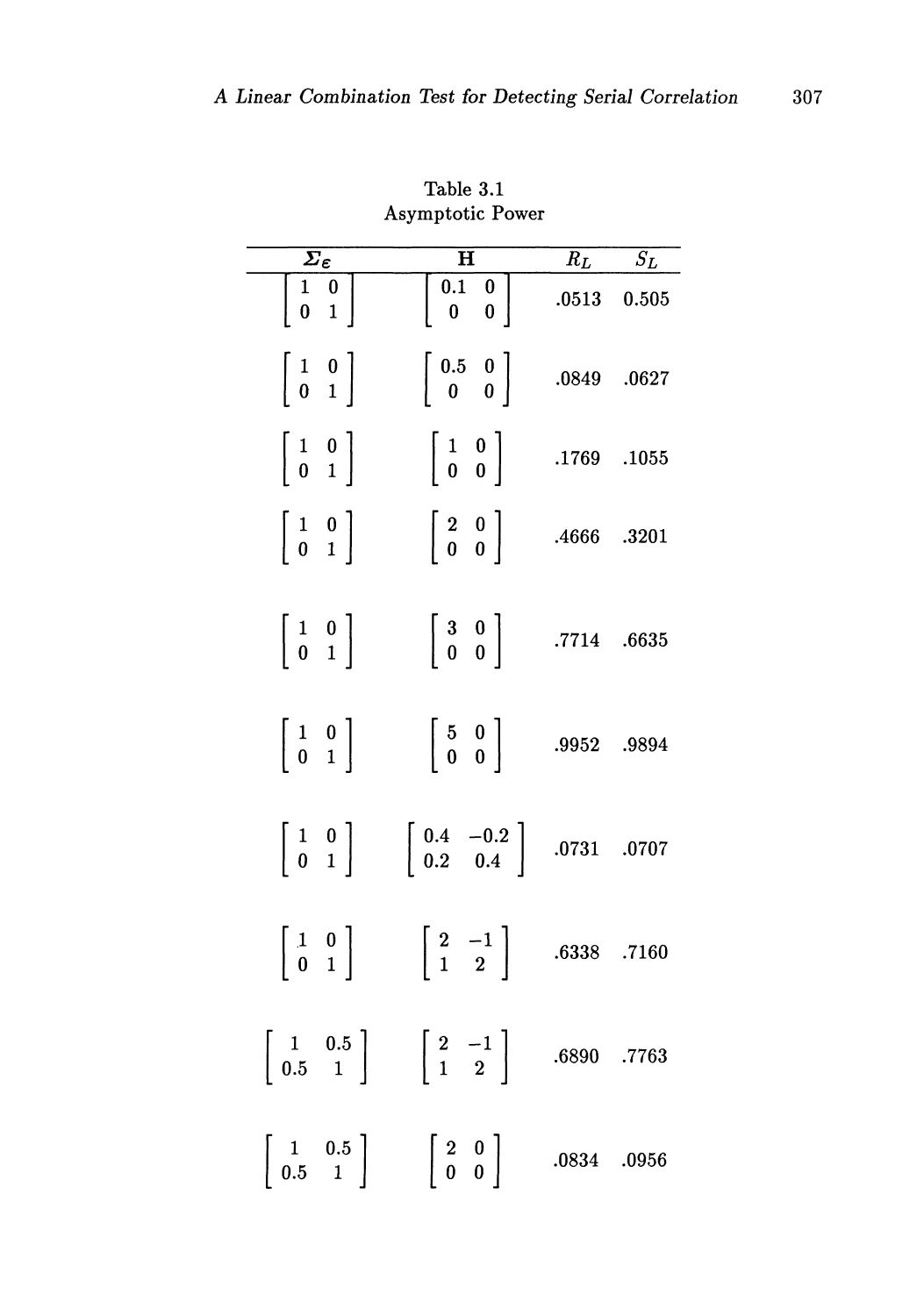Table 3.1
Asymptotic Power

| $\Sigma_\varepsilon$ | $\mathbf{H}$ | $R_L$ | $S_L$ |
|---|---|---|---|
| $\begin{bmatrix} 1 & 0 \\ 0 & 1 \end{bmatrix}$ | $\begin{bmatrix} 0.1 & 0 \\ 0 & 0 \end{bmatrix}$ | .0513 | 0.505 |
| $\begin{bmatrix} 1 & 0 \\ 0 & 1 \end{bmatrix}$ | $\begin{bmatrix} 0.5 & 0 \\ 0 & 0 \end{bmatrix}$ | .0849 | .0627 |
| $\begin{bmatrix} 1 & 0 \\ 0 & 1 \end{bmatrix}$ | $\begin{bmatrix} 1 & 0 \\ 0 & 0 \end{bmatrix}$ | .1769 | .1055 |
| $\begin{bmatrix} 1 & 0 \\ 0 & 1 \end{bmatrix}$ | $\begin{bmatrix} 2 & 0 \\ 0 & 0 \end{bmatrix}$ | .4666 | .3201 |
| $\begin{bmatrix} 1 & 0 \\ 0 & 1 \end{bmatrix}$ | $\begin{bmatrix} 3 & 0 \\ 0 & 0 \end{bmatrix}$ | .7714 | .6635 |
| $\begin{bmatrix} 1 & 0 \\ 0 & 1 \end{bmatrix}$ | $\begin{bmatrix} 5 & 0 \\ 0 & 0 \end{bmatrix}$ | .9952 | .9894 |
| $\begin{bmatrix} 1 & 0 \\ 0 & 1 \end{bmatrix}$ | $\begin{bmatrix} 0.4 & -0.2 \\ 0.2 & 0.4 \end{bmatrix}$ | .0731 | .0707 |
| $\begin{bmatrix} 1 & 0 \\ 0 & 1 \end{bmatrix}$ | $\begin{bmatrix} 2 & -1 \\ 1 & 2 \end{bmatrix}$ | .6338 | .7160 |
| $\begin{bmatrix} 1 & 0.5 \\ 0.5 & 1 \end{bmatrix}$ | $\begin{bmatrix} 2 & -1 \\ 1 & 2 \end{bmatrix}$ | .6890 | .7763 |
| $\begin{bmatrix} 1 & 0.5 \\ 0.5 & 1 \end{bmatrix}$ | $\begin{bmatrix} 2 & 0 \\ 0 & 0 \end{bmatrix}$ | .0834 | .0956 |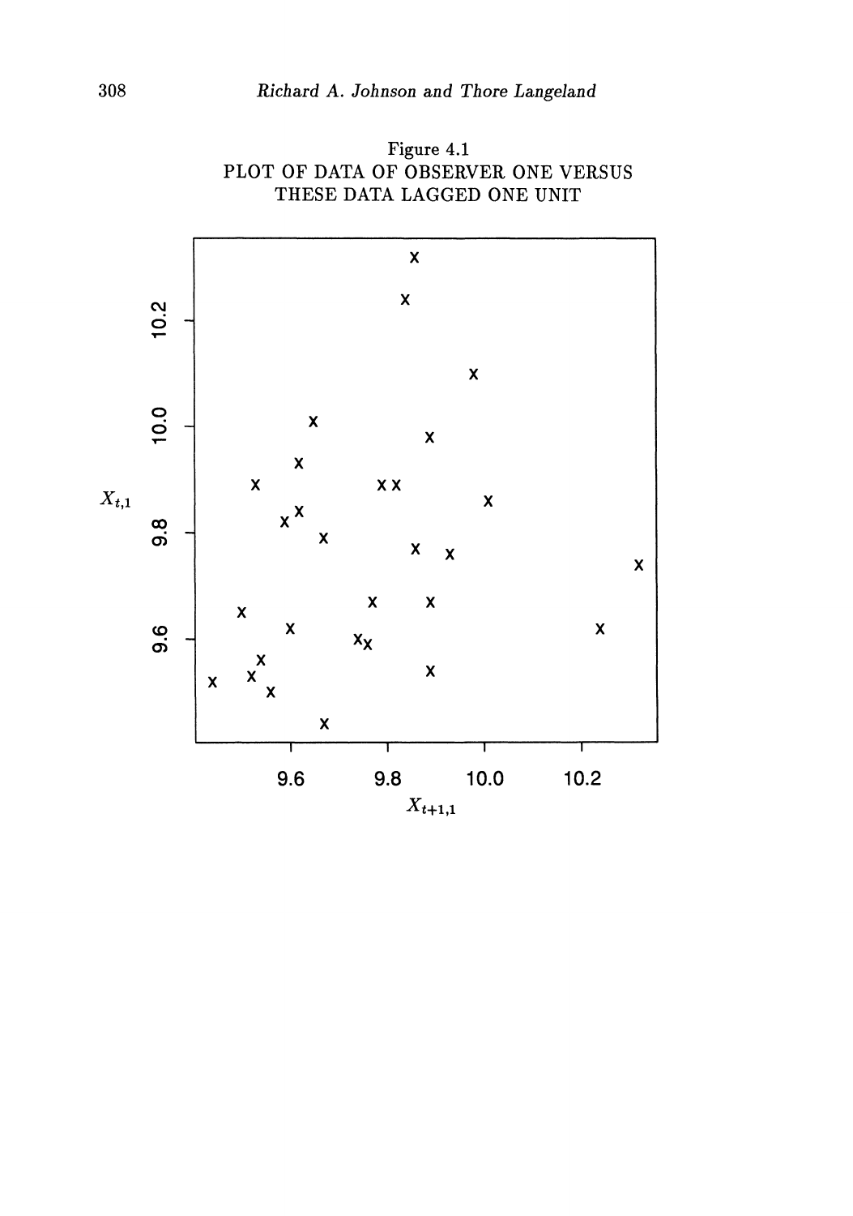Figure 4.1
PLOT OF DATA OF OBSERVER ONE VERSUS THESE DATA LAGGED ONE UNIT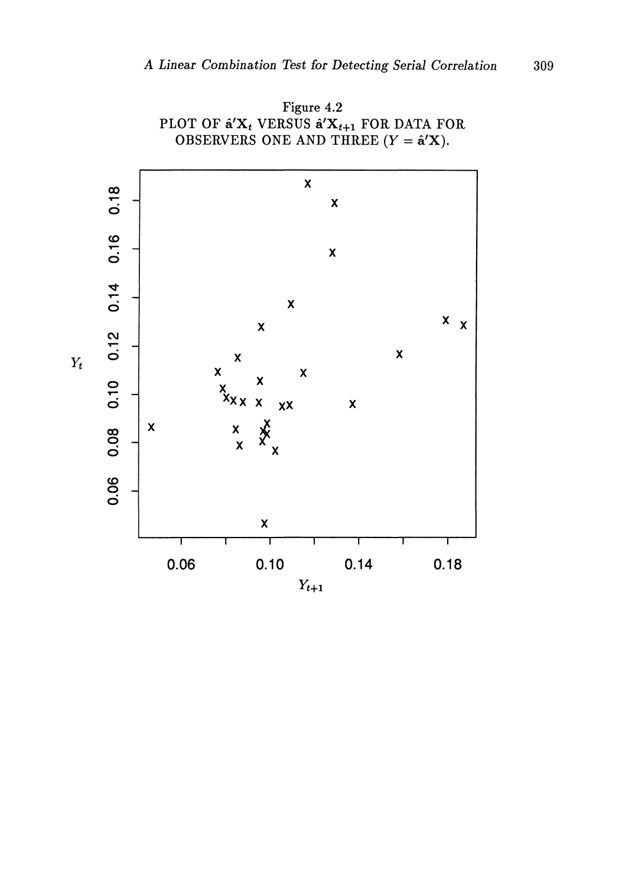Figure 4.2
PLOT OF $\hat{\mathbf{a}}'\mathbf{X}_t$ VERSUS $\hat{\mathbf{a}}'\mathbf{X}_{t+1}$ FOR DATA FOR OBSERVERS ONE AND THREE ($Y = \hat{\mathbf{a}}'\mathbf{X}$).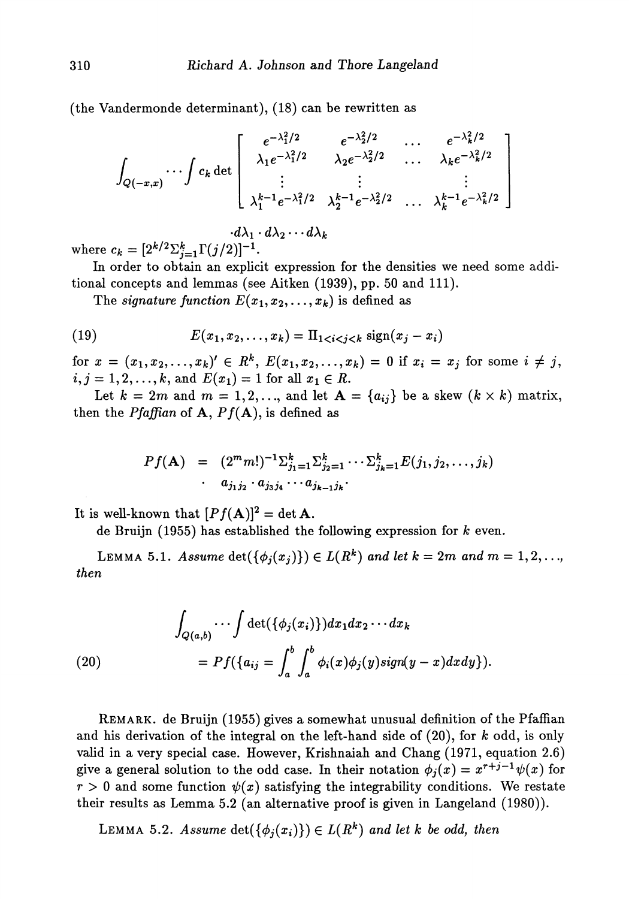(the Vandermonde determinant), (18) can be rewritten as

$$\int_{Q(-x,x)} \cdots \int c_k \det \begin{bmatrix} e^{-\lambda_1^2/2} & e^{-\lambda_2^2/2} & \dots & e^{-\lambda_k^2/2} \\ \lambda_1 e^{-\lambda_1^2/2} & \lambda_2 e^{-\lambda_2^2/2} & \dots & \lambda_k e^{-\lambda_k^2/2} \\ \vdots & \vdots & & \vdots \\ \lambda_1^{k-1} e^{-\lambda_1^2/2} & \lambda_2^{k-1} e^{-\lambda_2^2/2} & \dots & \lambda_k^{k-1} e^{-\lambda_k^2/2} \end{bmatrix}$$

$$\cdot d\lambda_1 \cdot d\lambda_2 \cdots d\lambda_k$$

where $c_k = [2^{k/2} \Sigma_{j=1}^k \Gamma(j/2)]^{-1}$.

In order to obtain an explicit expression for the densities we need some additional concepts and lemmas (see Aitken (1939), pp. 50 and 111).

The *signature function* $E(x_1, x_2, \dots, x_k)$ is defined as

$$E(x_1, x_2, \dots, x_k) = \Pi_{1<i<j<k} \operatorname{sign}(x_j - x_i) \tag{19}$$

for $x = (x_1, x_2, \dots, x_k)' \in R^k$, $E(x_1, x_2, \dots, x_k) = 0$ if $x_i = x_j$ for some $i \neq j$, $i, j = 1, 2, \dots, k$, and $E(x_1) = 1$ for all $x_1 \in R$.

Let $k = 2m$ and $m = 1, 2, \dots$, and let $\mathbf{A} = \{a_{ij}\}$ be a skew $(k \times k)$ matrix, then the *Pfaffian* of $\mathbf{A}$, $Pf(\mathbf{A})$, is defined as

$$\begin{aligned} Pf(\mathbf{A}) &= (2^m m!)^{-1} \Sigma_{j_1=1}^k \Sigma_{j_2=1}^k \cdots \Sigma_{j_k=1}^k E(j_1, j_2, \dots, j_k) \\ &\cdot \quad a_{j_1 j_2} \cdot a_{j_3 j_4} \cdots a_{j_{k-1} j_k}. \end{aligned}$$

It is well-known that $[Pf(\mathbf{A})]^2 = \det \mathbf{A}$.

de Bruijn (1955) has established the following expression for $k$ even.

LEMMA 5.1. *Assume* $\det(\{\phi_j(x_j)\}) \in L(R^k)$ *and let* $k = 2m$ *and* $m = 1, 2, \dots$, *then*

$$\begin{aligned} &\int_{Q(a,b)} \cdots \int \det(\{\phi_j(x_i)\}) dx_1 dx_2 \cdots dx_k \\ &= Pf(\{a_{ij} = \int_a^b \int_a^b \phi_i(x) \phi_j(y) sign(y - x) dx dy\}). \end{aligned} \tag{20}$$

REMARK. de Bruijn (1955) gives a somewhat unusual definition of the Pfaffian and his derivation of the integral on the left-hand side of (20), for $k$ odd, is only valid in a very special case. However, Krishnaiah and Chang (1971, equation 2.6) give a general solution to the odd case. In their notation $\phi_j(x) = x^{r+j-1} \psi(x)$ for $r > 0$ and some function $\psi(x)$ satisfying the integrability conditions. We restate their results as Lemma 5.2 (an alternative proof is given in Langeland (1980)).

LEMMA 5.2. *Assume* $\det(\{\phi_j(x_i)\}) \in L(R^k)$ *and let* $k$ *be odd, then*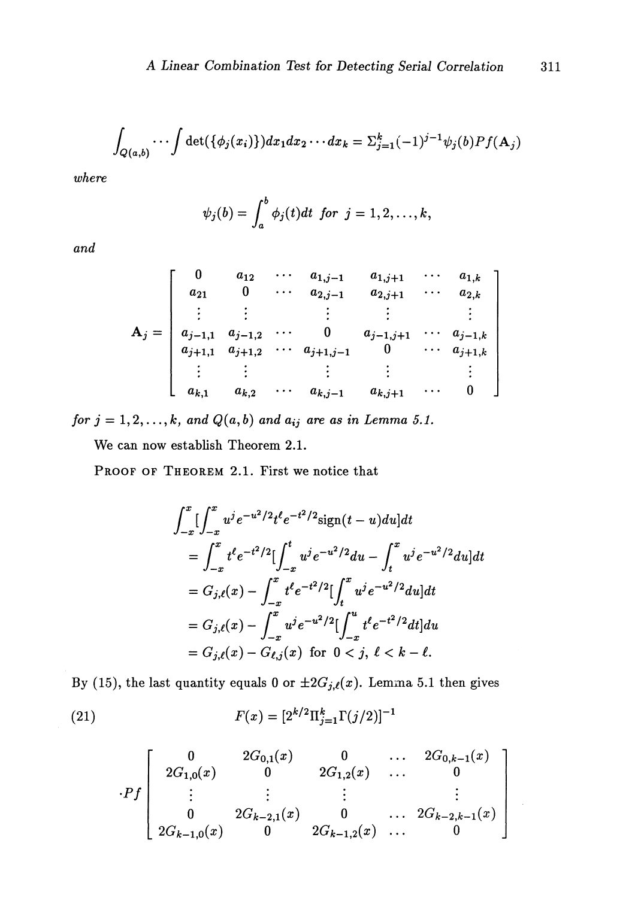$$\int_{Q(a,b)} \cdots \int \det(\{\phi_j(x_i)\}) dx_1 dx_2 \cdots dx_k = \Sigma_{j=1}^k (-1)^{j-1} \psi_j(b) Pf(\mathbf{A}_j)$$

*where*

$$\psi_j(b) = \int_a^b \phi_j(t) dt \ \text{ for } j = 1, 2, \ldots, k,$$

*and*

$$\mathbf{A}_j = \begin{bmatrix} 0 & a_{12} & \cdots & a_{1,j-1} & a_{1,j+1} & \cdots & a_{1,k} \\ a_{21} & 0 & \cdots & a_{2,j-1} & a_{2,j+1} & \cdots & a_{2,k} \\ \vdots & \vdots & & \vdots & \vdots & & \vdots \\ a_{j-1,1} & a_{j-1,2} & \cdots & 0 & a_{j-1,j+1} & \cdots & a_{j-1,k} \\ a_{j+1,1} & a_{j+1,2} & \cdots & a_{j+1,j-1} & 0 & \cdots & a_{j+1,k} \\ \vdots & \vdots & & \vdots & \vdots & & \vdots \\ a_{k,1} & a_{k,2} & \cdots & a_{k,j-1} & a_{k,j+1} & \cdots & 0 \end{bmatrix}$$

*for* $j = 1, 2, \ldots, k$, *and* $Q(a, b)$ *and* $a_{ij}$ *are as in Lemma 5.1.*

We can now establish Theorem 2.1.

PROOF OF THEOREM 2.1. First we notice that

$$\begin{aligned}
&\int_{-x}^{x} [\int_{-x}^{x} u^j e^{-u^2/2} t^\ell e^{-t^2/2} \text{sign}(t-u) du] dt \\
&= \int_{-x}^{x} t^\ell e^{-t^2/2} [\int_{-x}^{t} u^j e^{-u^2/2} du - \int_{t}^{x} u^j e^{-u^2/2} du] dt \\
&= G_{j,\ell}(x) - \int_{-x}^{x} t^\ell e^{-t^2/2} [\int_{t}^{x} u^j e^{-u^2/2} du] dt \\
&= G_{j,\ell}(x) - \int_{-x}^{x} u^j e^{-u^2/2} [\int_{-x}^{u} t^\ell e^{-t^2/2} dt] du \\
&= G_{j,\ell}(x) - G_{\ell,j}(x) \ \text{ for } 0 < j,\ \ell < k - \ell.
\end{aligned}$$

By (15), the last quantity equals 0 or $\pm 2G_{j,\ell}(x)$. Lemma 5.1 then gives

$$F(x) = [2^{k/2} \Pi_{j=1}^k \Gamma(j/2)]^{-1} \tag{21}$$

$$\cdot Pf \begin{bmatrix} 0 & 2G_{0,1}(x) & 0 & \cdots & 2G_{0,k-1}(x) \\ 2G_{1,0}(x) & 0 & 2G_{1,2}(x) & \cdots & 0 \\ \vdots & \vdots & \vdots & & \vdots \\ 0 & 2G_{k-2,1}(x) & 0 & \cdots & 2G_{k-2,k-1}(x) \\ 2G_{k-1,0}(x) & 0 & 2G_{k-1,2}(x) & \cdots & 0 \end{bmatrix}$$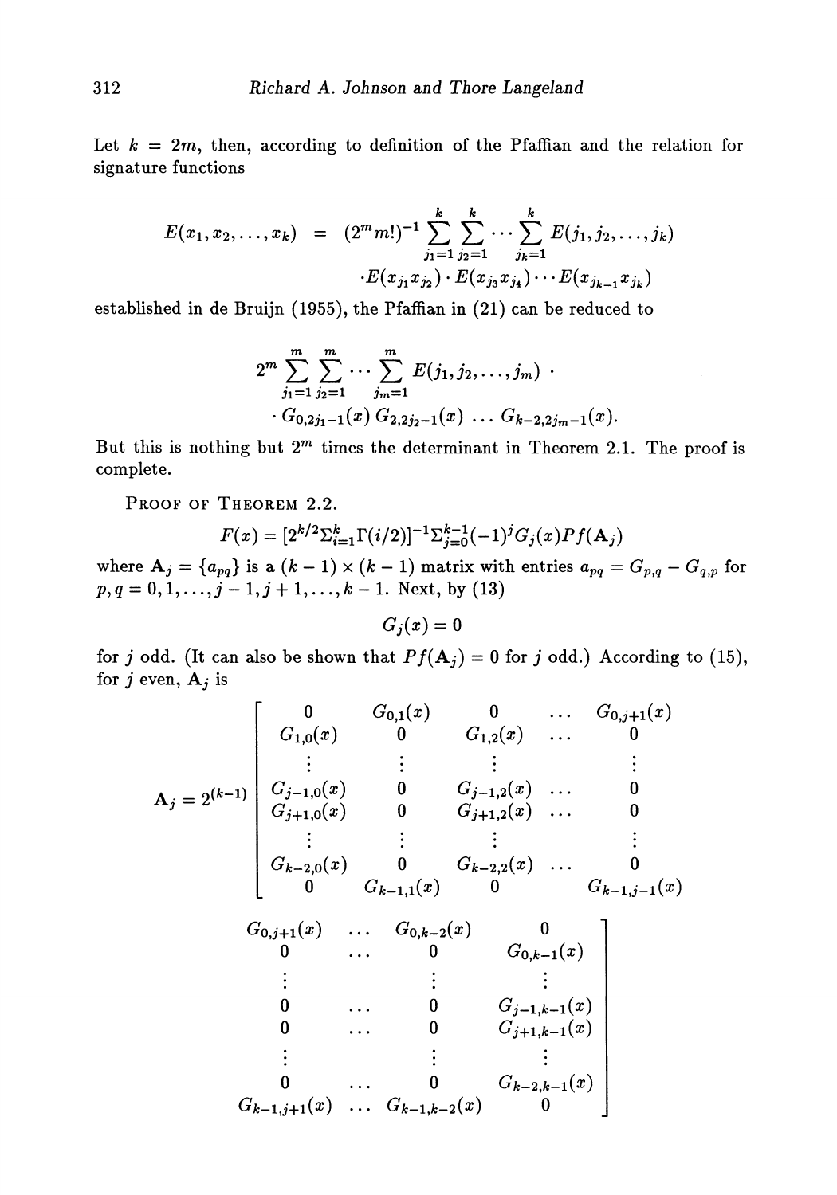Let $k = 2m$, then, according to definition of the Pfaffian and the relation for signature functions

$$
\begin{aligned}
E(x_1, x_2, \ldots, x_k) &= (2^m m!)^{-1} \sum_{j_1=1}^{k} \sum_{j_2=1}^{k} \cdots \sum_{j_k=1}^{k} E(j_1, j_2, \ldots, j_k) \\
&\quad \cdot E(x_{j_1} x_{j_2}) \cdot E(x_{j_3} x_{j_4}) \cdots E(x_{j_{k-1}} x_{j_k})
\end{aligned}
$$

established in de Bruijn (1955), the Pfaffian in (21) can be reduced to

$$
\begin{aligned}
&2^m \sum_{j_1=1}^{m} \sum_{j_2=1}^{m} \cdots \sum_{j_m=1}^{m} E(j_1, j_2, \ldots, j_m) \cdot \\
&\quad \cdot G_{0,2j_1-1}(x)\, G_{2,2j_2-1}(x) \ldots G_{k-2,2j_m-1}(x).
\end{aligned}
$$

But this is nothing but $2^m$ times the determinant in Theorem 2.1. The proof is complete.

PROOF OF THEOREM 2.2.

$$F(x) = [2^{k/2}\Sigma_{i=1}^{k}\Gamma(i/2)]^{-1}\Sigma_{j=0}^{k-1}(-1)^j G_j(x) Pf(\mathbf{A}_j)$$

where $\mathbf{A}_j = \{a_{pq}\}$ is a $(k-1) \times (k-1)$ matrix with entries $a_{pq} = G_{p,q} - G_{q,p}$ for $p, q = 0, 1, \ldots, j-1, j+1, \ldots, k-1$. Next, by (13)

$$G_j(x) = 0$$

for $j$ odd. (It can also be shown that $Pf(\mathbf{A}_j) = 0$ for $j$ odd.) According to (15), for $j$ even, $\mathbf{A}_j$ is

$$
\mathbf{A}_j = 2^{(k-1)} \left[
\begin{array}{ccccccccc}
0 & G_{0,1}(x) & 0 & \ldots & G_{0,j+1}(x) & G_{0,j+1}(x) & \ldots & G_{0,k-2}(x) & 0 \\
G_{1,0}(x) & 0 & G_{1,2}(x) & \ldots & 0 & 0 & \ldots & 0 & G_{0,k-1}(x) \\
\vdots & \vdots & \vdots & & \vdots & \vdots & & \vdots & \vdots \\
G_{j-1,0}(x) & 0 & G_{j-1,2}(x) & \ldots & 0 & 0 & \ldots & 0 & G_{j-1,k-1}(x) \\
G_{j+1,0}(x) & 0 & G_{j+1,2}(x) & \ldots & 0 & 0 & \ldots & 0 & G_{j+1,k-1}(x) \\
\vdots & \vdots & \vdots & & \vdots & \vdots & & \vdots & \vdots \\
G_{k-2,0}(x) & 0 & G_{k-2,2}(x) & \ldots & 0 & 0 & \ldots & 0 & G_{k-2,k-1}(x) \\
0 & G_{k-1,1}(x) & 0 & & G_{k-1,j-1}(x) & G_{k-1,j+1}(x) & \ldots & G_{k-1,k-2}(x) & 0
\end{array}
\right]
$$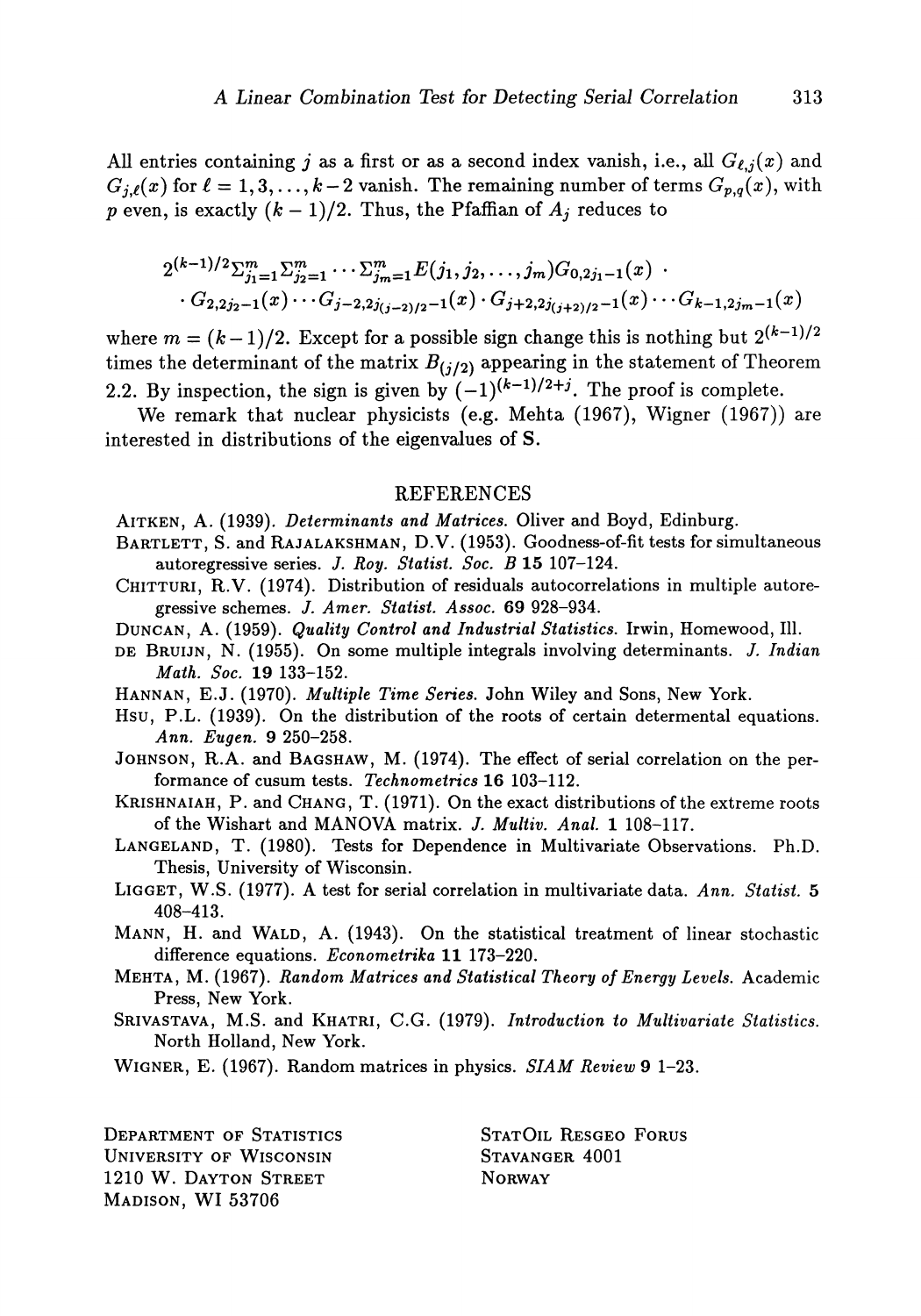All entries containing $j$ as a first or as a second index vanish, i.e., all $G_{\ell,j}(x)$ and $G_{j,\ell}(x)$ for $\ell = 1, 3, \ldots, k-2$ vanish. The remaining number of terms $G_{p,q}(x)$, with $p$ even, is exactly $(k-1)/2$. Thus, the Pfaffian of $A_j$ reduces to

$$2^{(k-1)/2} \Sigma_{j_1=1}^{m} \Sigma_{j_2=1}^{m} \cdots \Sigma_{j_m=1}^{m} E(j_1, j_2, \ldots, j_m) G_{0,2j_1-1}(x) \cdot \\ \cdot G_{2,2j_2-1}(x) \cdots G_{j-2,2j_{(j-2)/2}-1}(x) \cdot G_{j+2,2j_{(j+2)/2}-1}(x) \cdots G_{k-1,2j_m-1}(x)$$

where $m = (k-1)/2$. Except for a possible sign change this is nothing but $2^{(k-1)/2}$ times the determinant of the matrix $B_{(j/2)}$ appearing in the statement of Theorem 2.2. By inspection, the sign is given by $(-1)^{(k-1)/2+j}$. The proof is complete.

We remark that nuclear physicists (e.g. Mehta (1967), Wigner (1967)) are interested in distributions of the eigenvalues of $\mathbf{S}$.

## REFERENCES

Aitken, A. (1939). *Determinants and Matrices.* Oliver and Boyd, Edinburg.

Bartlett, S. and Rajalakshman, D.V. (1953). Goodness-of-fit tests for simultaneous autoregressive series. *J. Roy. Statist. Soc. B* **15** 107–124.

Chitturi, R.V. (1974). Distribution of residuals autocorrelations in multiple autoregressive schemes. *J. Amer. Statist. Assoc.* **69** 928–934.

Duncan, A. (1959). *Quality Control and Industrial Statistics.* Irwin, Homewood, Ill.

de Bruijn, N. (1955). On some multiple integrals involving determinants. *J. Indian Math. Soc.* **19** 133–152.

Hannan, E.J. (1970). *Multiple Time Series.* John Wiley and Sons, New York.

Hsu, P.L. (1939). On the distribution of the roots of certain determental equations. *Ann. Eugen.* **9** 250–258.

Johnson, R.A. and Bagshaw, M. (1974). The effect of serial correlation on the performance of cusum tests. *Technometrics* **16** 103–112.

Krishnaiah, P. and Chang, T. (1971). On the exact distributions of the extreme roots of the Wishart and MANOVA matrix. *J. Multiv. Anal.* **1** 108–117.

Langeland, T. (1980). Tests for Dependence in Multivariate Observations. Ph.D. Thesis, University of Wisconsin.

Ligget, W.S. (1977). A test for serial correlation in multivariate data. *Ann. Statist.* **5** 408–413.

Mann, H. and Wald, A. (1943). On the statistical treatment of linear stochastic difference equations. *Econometrika* **11** 173–220.

Mehta, M. (1967). *Random Matrices and Statistical Theory of Energy Levels.* Academic Press, New York.

Srivastava, M.S. and Khatri, C.G. (1979). *Introduction to Multivariate Statistics.* North Holland, New York.

Wigner, E. (1967). Random matrices in physics. *SIAM Review* **9** 1–23.

Department of Statistics
University of Wisconsin
1210 W. Dayton Street
Madison, WI 53706

StatOil Resgeo Forus
Stavanger 4001
Norway